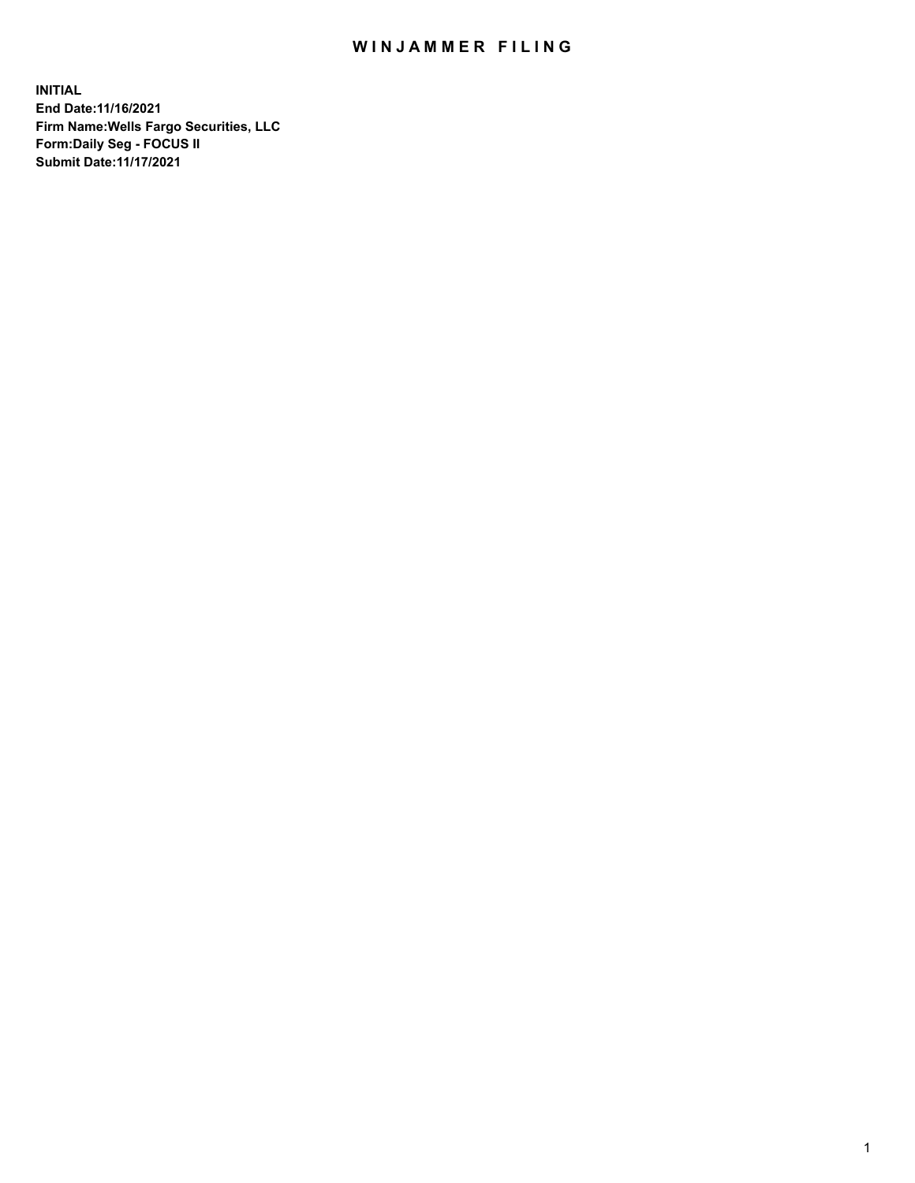# WINJAMMER FILING

**INITIAL**
**End Date:11/16/2021**
**Firm Name:Wells Fargo Securities, LLC**
**Form:Daily Seg - FOCUS II**
**Submit Date:11/17/2021**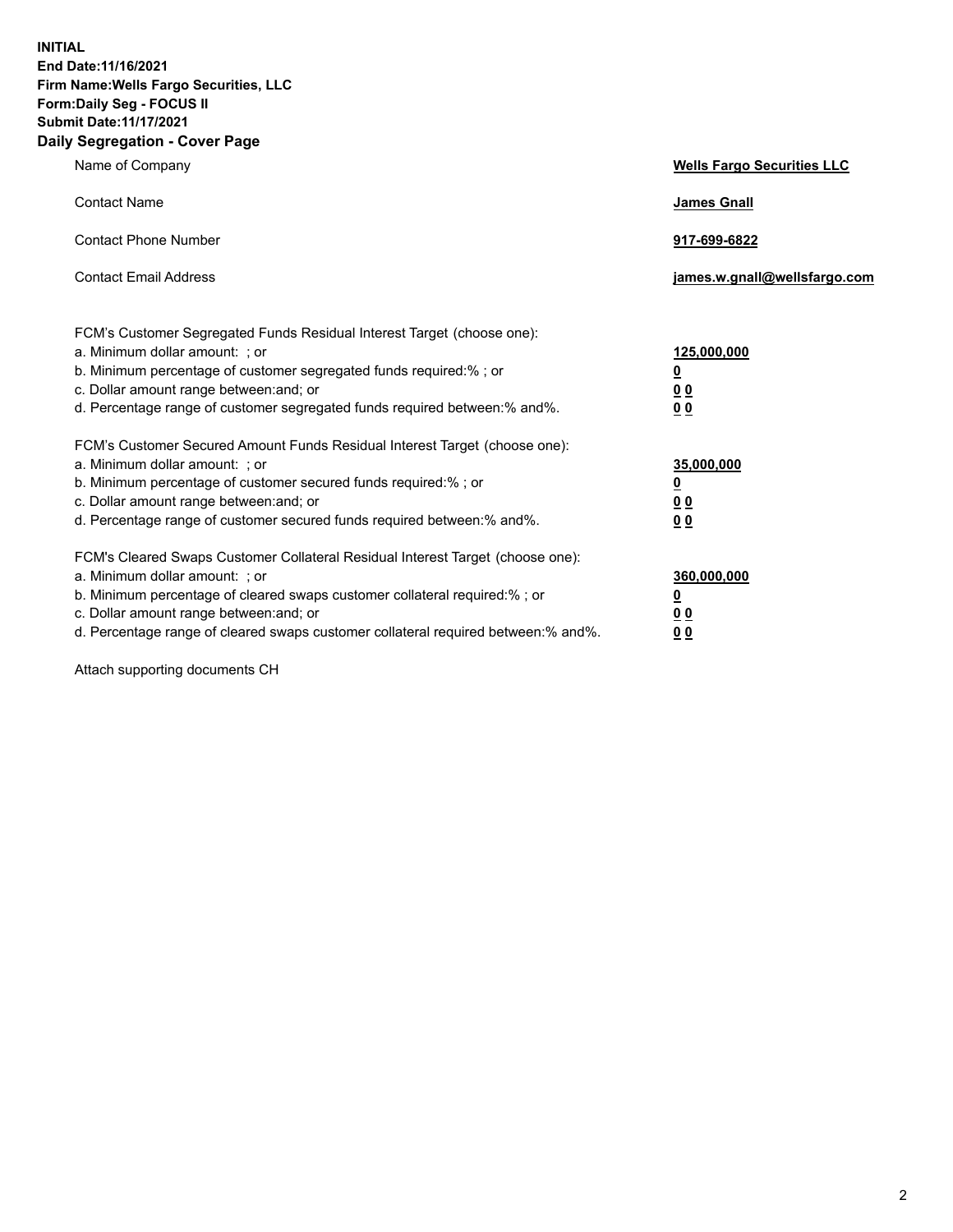**INITIAL**
**End Date:11/16/2021**
**Firm Name:Wells Fargo Securities, LLC**
**Form:Daily Seg - FOCUS II**
**Submit Date:11/17/2021**

## Daily Segregation - Cover Page

| | |
|---|---|
| Name of Company | **Wells Fargo Securities LLC** |
| Contact Name | **James Gnall** |
| Contact Phone Number | **917-699-6822** |
| Contact Email Address | **james.w.gnall@wellsfargo.com** |

| | |
|---|---|
| FCM's Customer Segregated Funds Residual Interest Target (choose one): | |
| a. Minimum dollar amount: ; or | **125,000,000** |
| b. Minimum percentage of customer segregated funds required:% ; or | **0** |
| c. Dollar amount range between:and; or | **0 0** |
| d. Percentage range of customer segregated funds required between:% and%. | **0 0** |
| FCM's Customer Secured Amount Funds Residual Interest Target (choose one): | |
| a. Minimum dollar amount: ; or | **35,000,000** |
| b. Minimum percentage of customer secured funds required:% ; or | **0** |
| c. Dollar amount range between:and; or | **0 0** |
| d. Percentage range of customer secured funds required between:% and%. | **0 0** |
| FCM's Cleared Swaps Customer Collateral Residual Interest Target (choose one): | |
| a. Minimum dollar amount: ; or | **360,000,000** |
| b. Minimum percentage of cleared swaps customer collateral required:% ; or | **0** |
| c. Dollar amount range between:and; or | **0 0** |
| d. Percentage range of cleared swaps customer collateral required between:% and%. | **0 0** |

Attach supporting documents CH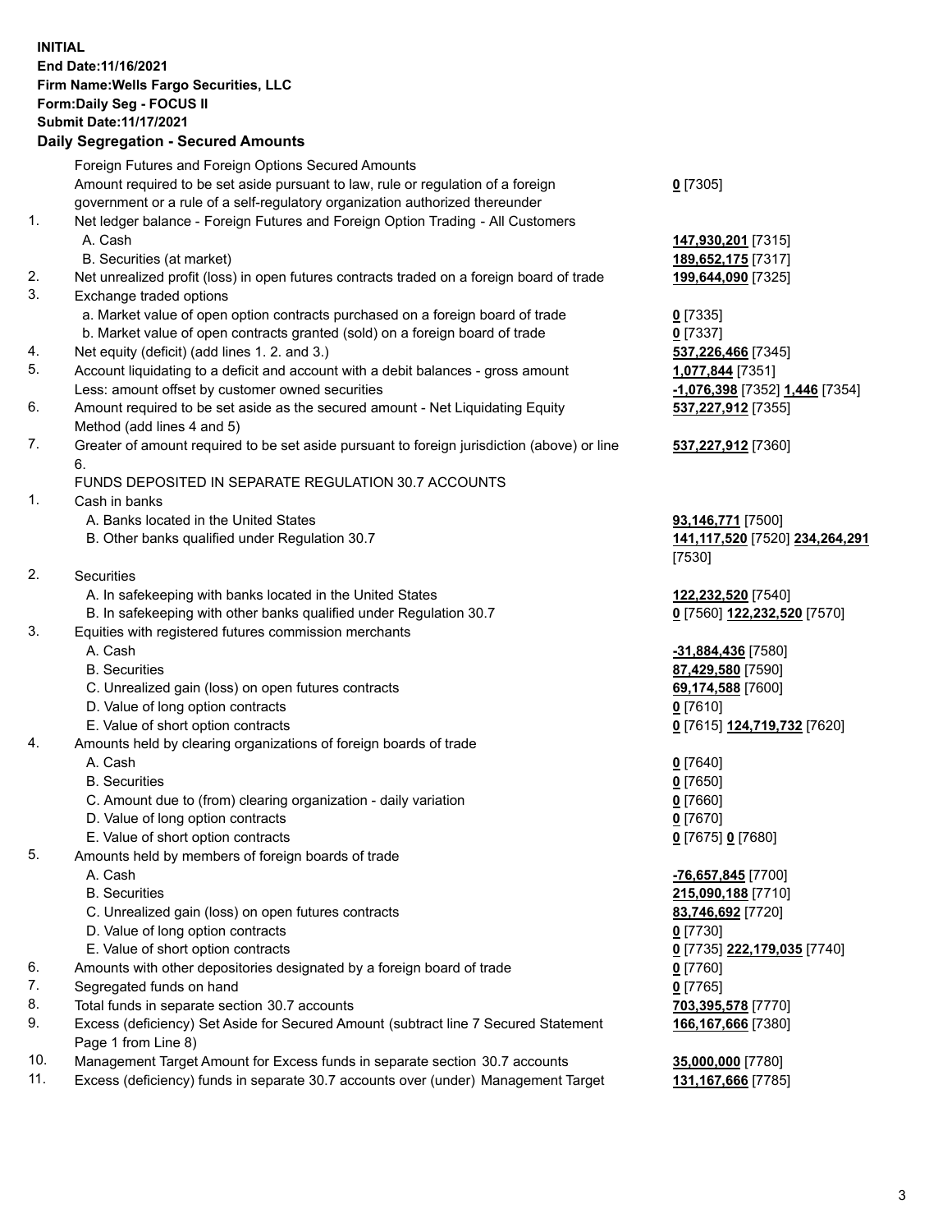**INITIAL**
**End Date:11/16/2021**
**Firm Name:Wells Fargo Securities, LLC**
**Form:Daily Seg - FOCUS II**
**Submit Date:11/17/2021**

## Daily Segregation - Secured Amounts

| | | |
|---|---|---|
| | Foreign Futures and Foreign Options Secured Amounts | |
| | Amount required to be set aside pursuant to law, rule or regulation of a foreign government or a rule of a self-regulatory organization authorized thereunder | **0** [7305] |
| 1. | Net ledger balance - Foreign Futures and Foreign Option Trading - All Customers | |
| | A. Cash | **147,930,201** [7315] |
| | B. Securities (at market) | **189,652,175** [7317] |
| 2. | Net unrealized profit (loss) in open futures contracts traded on a foreign board of trade | **199,644,090** [7325] |
| 3. | Exchange traded options | |
| | a. Market value of open option contracts purchased on a foreign board of trade | **0** [7335] |
| | b. Market value of open contracts granted (sold) on a foreign board of trade | **0** [7337] |
| 4. | Net equity (deficit) (add lines 1. 2. and 3.) | **537,226,466** [7345] |
| 5. | Account liquidating to a deficit and account with a debit balances - gross amount | **1,077,844** [7351] |
| | Less: amount offset by customer owned securities | **-1,076,398** [7352] **1,446** [7354] |
| 6. | Amount required to be set aside as the secured amount - Net Liquidating Equity Method (add lines 4 and 5) | **537,227,912** [7355] |
| 7. | Greater of amount required to be set aside pursuant to foreign jurisdiction (above) or line 6. | **537,227,912** [7360] |
| | FUNDS DEPOSITED IN SEPARATE REGULATION 30.7 ACCOUNTS | |
| 1. | Cash in banks | |
| | A. Banks located in the United States | **93,146,771** [7500] |
| | B. Other banks qualified under Regulation 30.7 | **141,117,520** [7520] **234,264,291** [7530] |
| 2. | Securities | |
| | A. In safekeeping with banks located in the United States | **122,232,520** [7540] |
| | B. In safekeeping with other banks qualified under Regulation 30.7 | **0** [7560] **122,232,520** [7570] |
| 3. | Equities with registered futures commission merchants | |
| | A. Cash | **-31,884,436** [7580] |
| | B. Securities | **87,429,580** [7590] |
| | C. Unrealized gain (loss) on open futures contracts | **69,174,588** [7600] |
| | D. Value of long option contracts | **0** [7610] |
| | E. Value of short option contracts | **0** [7615] **124,719,732** [7620] |
| 4. | Amounts held by clearing organizations of foreign boards of trade | |
| | A. Cash | **0** [7640] |
| | B. Securities | **0** [7650] |
| | C. Amount due to (from) clearing organization - daily variation | **0** [7660] |
| | D. Value of long option contracts | **0** [7670] |
| | E. Value of short option contracts | **0** [7675] **0** [7680] |
| 5. | Amounts held by members of foreign boards of trade | |
| | A. Cash | **-76,657,845** [7700] |
| | B. Securities | **215,090,188** [7710] |
| | C. Unrealized gain (loss) on open futures contracts | **83,746,692** [7720] |
| | D. Value of long option contracts | **0** [7730] |
| | E. Value of short option contracts | **0** [7735] **222,179,035** [7740] |
| 6. | Amounts with other depositories designated by a foreign board of trade | **0** [7760] |
| 7. | Segregated funds on hand | **0** [7765] |
| 8. | Total funds in separate section 30.7 accounts | **703,395,578** [7770] |
| 9. | Excess (deficiency) Set Aside for Secured Amount (subtract line 7 Secured Statement Page 1 from Line 8) | **166,167,666** [7380] |
| 10. | Management Target Amount for Excess funds in separate section 30.7 accounts | **35,000,000** [7780] |
| 11. | Excess (deficiency) funds in separate 30.7 accounts over (under) Management Target | **131,167,666** [7785] |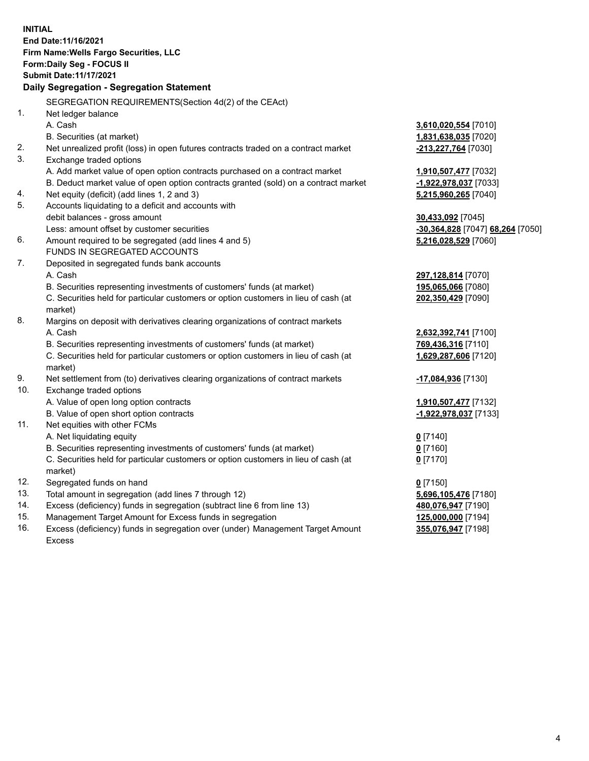**INITIAL**
**End Date:11/16/2021**
**Firm Name:Wells Fargo Securities, LLC**
**Form:Daily Seg - FOCUS II**
**Submit Date:11/17/2021**

**Daily Segregation - Segregation Statement**

SEGREGATION REQUIREMENTS(Section 4d(2) of the CEAct)

| | | |
|---|---|---|
| 1. | Net ledger balance | |
| | A. Cash | **3,610,020,554** [7010] |
| | B. Securities (at market) | **1,831,638,035** [7020] |
| 2. | Net unrealized profit (loss) in open futures contracts traded on a contract market | **-213,227,764** [7030] |
| 3. | Exchange traded options | |
| | A. Add market value of open option contracts purchased on a contract market | **1,910,507,477** [7032] |
| | B. Deduct market value of open option contracts granted (sold) on a contract market | **-1,922,978,037** [7033] |
| 4. | Net equity (deficit) (add lines 1, 2 and 3) | **5,215,960,265** [7040] |
| 5. | Accounts liquidating to a deficit and accounts with debit balances - gross amount | **30,433,092** [7045] |
| | Less: amount offset by customer securities | **-30,364,828** [7047] **68,264** [7050] |
| 6. | Amount required to be segregated (add lines 4 and 5) | **5,216,028,529** [7060] |
| | FUNDS IN SEGREGATED ACCOUNTS | |
| 7. | Deposited in segregated funds bank accounts | |
| | A. Cash | **297,128,814** [7070] |
| | B. Securities representing investments of customers' funds (at market) | **195,065,066** [7080] |
| | C. Securities held for particular customers or option customers in lieu of cash (at market) | **202,350,429** [7090] |
| 8. | Margins on deposit with derivatives clearing organizations of contract markets | |
| | A. Cash | **2,632,392,741** [7100] |
| | B. Securities representing investments of customers' funds (at market) | **769,436,316** [7110] |
| | C. Securities held for particular customers or option customers in lieu of cash (at market) | **1,629,287,606** [7120] |
| 9. | Net settlement from (to) derivatives clearing organizations of contract markets | **-17,084,936** [7130] |
| 10. | Exchange traded options | |
| | A. Value of open long option contracts | **1,910,507,477** [7132] |
| | B. Value of open short option contracts | **-1,922,978,037** [7133] |
| 11. | Net equities with other FCMs | |
| | A. Net liquidating equity | **0** [7140] |
| | B. Securities representing investments of customers' funds (at market) | **0** [7160] |
| | C. Securities held for particular customers or option customers in lieu of cash (at market) | **0** [7170] |
| 12. | Segregated funds on hand | **0** [7150] |
| 13. | Total amount in segregation (add lines 7 through 12) | **5,696,105,476** [7180] |
| 14. | Excess (deficiency) funds in segregation (subtract line 6 from line 13) | **480,076,947** [7190] |
| 15. | Management Target Amount for Excess funds in segregation | **125,000,000** [7194] |
| 16. | Excess (deficiency) funds in segregation over (under) Management Target Amount Excess | **355,076,947** [7198] |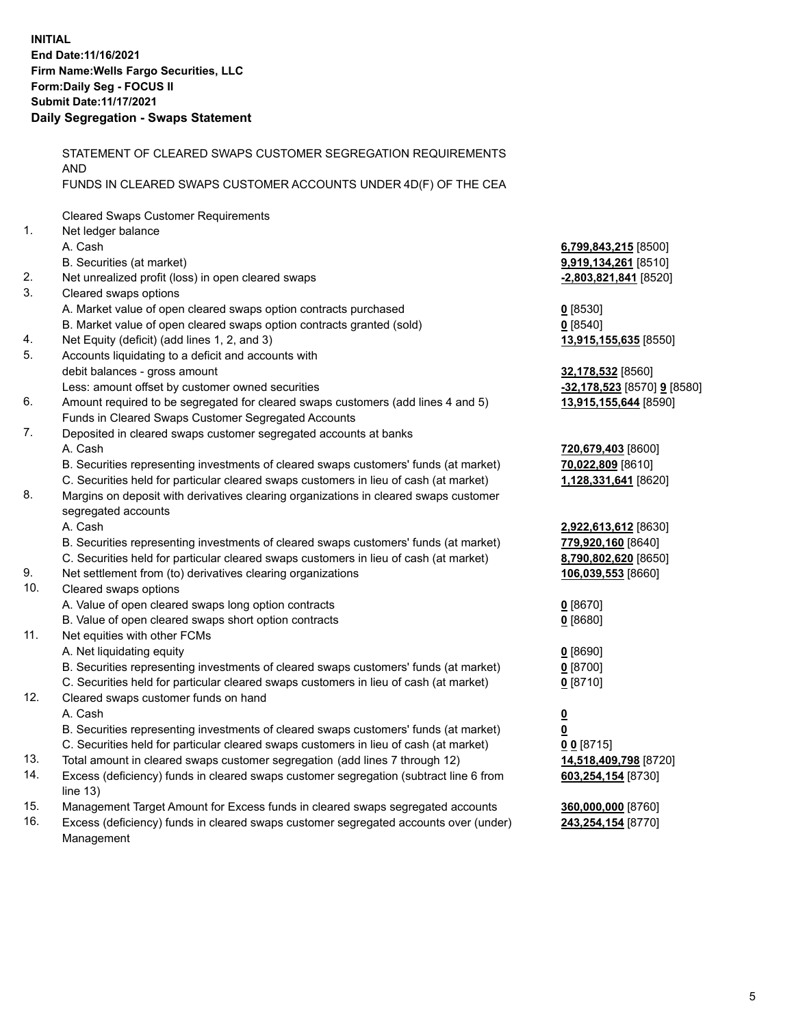**INITIAL**
**End Date:11/16/2021**
**Firm Name:Wells Fargo Securities, LLC**
**Form:Daily Seg - FOCUS II**
**Submit Date:11/17/2021**
**Daily Segregation - Swaps Statement**

STATEMENT OF CLEARED SWAPS CUSTOMER SEGREGATION REQUIREMENTS AND FUNDS IN CLEARED SWAPS CUSTOMER ACCOUNTS UNDER 4D(F) OF THE CEA

| | | |
|---|---|---|
| | Cleared Swaps Customer Requirements | |
| 1. | Net ledger balance | |
| | A. Cash | **6,799,843,215** [8500] |
| | B. Securities (at market) | **9,919,134,261** [8510] |
| 2. | Net unrealized profit (loss) in open cleared swaps | **-2,803,821,841** [8520] |
| 3. | Cleared swaps options | |
| | A. Market value of open cleared swaps option contracts purchased | **0** [8530] |
| | B. Market value of open cleared swaps option contracts granted (sold) | **0** [8540] |
| 4. | Net Equity (deficit) (add lines 1, 2, and 3) | **13,915,155,635** [8550] |
| 5. | Accounts liquidating to a deficit and accounts with debit balances - gross amount | **32,178,532** [8560] |
| | Less: amount offset by customer owned securities | **-32,178,523** [8570] **9** [8580] |
| 6. | Amount required to be segregated for cleared swaps customers (add lines 4 and 5) | **13,915,155,644** [8590] |
| | Funds in Cleared Swaps Customer Segregated Accounts | |
| 7. | Deposited in cleared swaps customer segregated accounts at banks | |
| | A. Cash | **720,679,403** [8600] |
| | B. Securities representing investments of cleared swaps customers' funds (at market) | **70,022,809** [8610] |
| | C. Securities held for particular cleared swaps customers in lieu of cash (at market) | **1,128,331,641** [8620] |
| 8. | Margins on deposit with derivatives clearing organizations in cleared swaps customer segregated accounts | |
| | A. Cash | **2,922,613,612** [8630] |
| | B. Securities representing investments of cleared swaps customers' funds (at market) | **779,920,160** [8640] |
| | C. Securities held for particular cleared swaps customers in lieu of cash (at market) | **8,790,802,620** [8650] |
| 9. | Net settlement from (to) derivatives clearing organizations | **106,039,553** [8660] |
| 10. | Cleared swaps options | |
| | A. Value of open cleared swaps long option contracts | **0** [8670] |
| | B. Value of open cleared swaps short option contracts | **0** [8680] |
| 11. | Net equities with other FCMs | |
| | A. Net liquidating equity | **0** [8690] |
| | B. Securities representing investments of cleared swaps customers' funds (at market) | **0** [8700] |
| | C. Securities held for particular cleared swaps customers in lieu of cash (at market) | **0** [8710] |
| 12. | Cleared swaps customer funds on hand | |
| | A. Cash | **0** |
| | B. Securities representing investments of cleared swaps customers' funds (at market) | **0** |
| | C. Securities held for particular cleared swaps customers in lieu of cash (at market) | **0** **0** [8715] |
| 13. | Total amount in cleared swaps customer segregation (add lines 7 through 12) | **14,518,409,798** [8720] |
| 14. | Excess (deficiency) funds in cleared swaps customer segregation (subtract line 6 from line 13) | **603,254,154** [8730] |
| 15. | Management Target Amount for Excess funds in cleared swaps segregated accounts | **360,000,000** [8760] |
| 16. | Excess (deficiency) funds in cleared swaps customer segregated accounts over (under) Management | **243,254,154** [8770] |